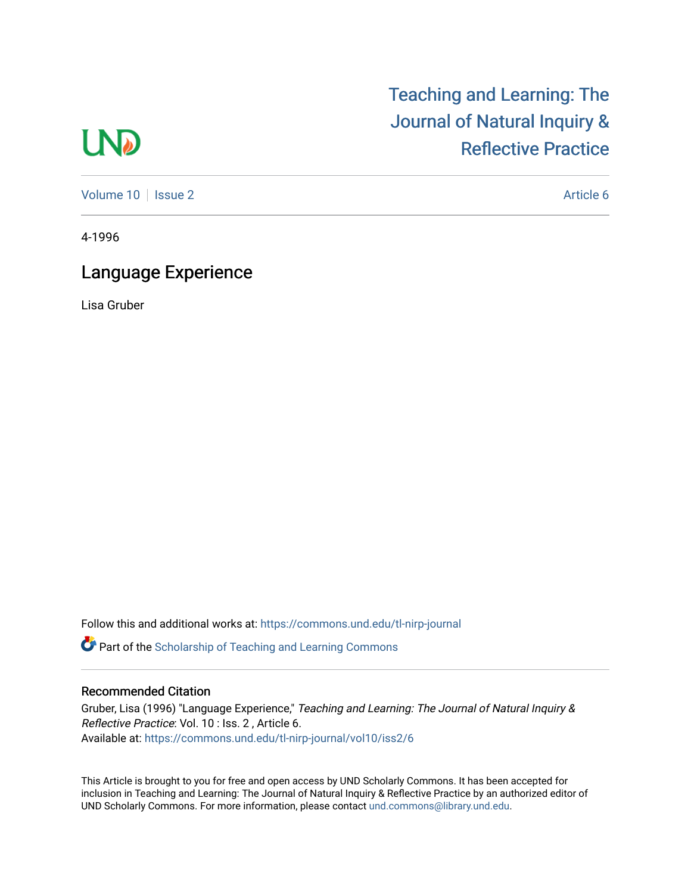Teaching and Learning: The Journal of Natural Inquiry & Reflective Practice

Volume 10 | Issue 2 | Article 6

4-1996

# Language Experience

Lisa Gruber

Follow this and additional works at: https://commons.und.edu/tl-nirp-journal

Part of the Scholarship of Teaching and Learning Commons

## Recommended Citation

Gruber, Lisa (1996) "Language Experience," *Teaching and Learning: The Journal of Natural Inquiry & Reflective Practice*: Vol. 10 : Iss. 2 , Article 6.
Available at: https://commons.und.edu/tl-nirp-journal/vol10/iss2/6

This Article is brought to you for free and open access by UND Scholarly Commons. It has been accepted for inclusion in Teaching and Learning: The Journal of Natural Inquiry & Reflective Practice by an authorized editor of UND Scholarly Commons. For more information, please contact und.commons@library.und.edu.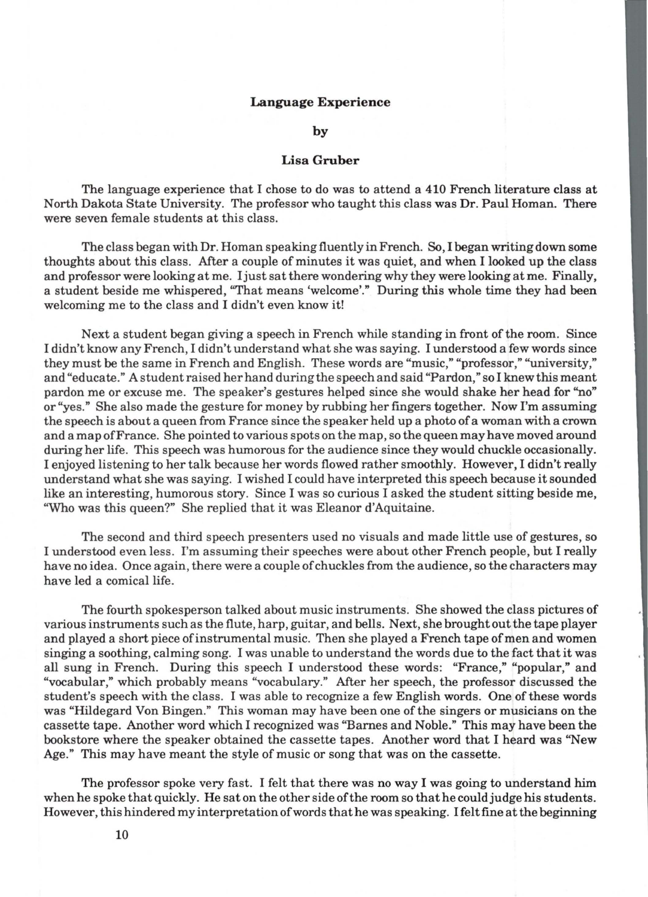**Language Experience**

**by**

**Lisa Gruber**

The language experience that I chose to do was to attend a 410 French literature class at North Dakota State University. The professor who taught this class was Dr. Paul Homan. There were seven female students at this class.

The class began with Dr. Homan speaking fluently in French. So, I began writing down some thoughts about this class. After a couple of minutes it was quiet, and when I looked up the class and professor were looking at me. I just sat there wondering why they were looking at me. Finally, a student beside me whispered, "That means 'welcome'." During this whole time they had been welcoming me to the class and I didn't even know it!

Next a student began giving a speech in French while standing in front of the room. Since I didn't know any French, I didn't understand what she was saying. I understood a few words since they must be the same in French and English. These words are "music," "professor," "university," and "educate." A student raised her hand during the speech and said "Pardon," so I knew this meant pardon me or excuse me. The speaker's gestures helped since she would shake her head for "no" or "yes." She also made the gesture for money by rubbing her fingers together. Now I'm assuming the speech is about a queen from France since the speaker held up a photo of a woman with a crown and a map of France. She pointed to various spots on the map, so the queen may have moved around during her life. This speech was humorous for the audience since they would chuckle occasionally. I enjoyed listening to her talk because her words flowed rather smoothly. However, I didn't really understand what she was saying. I wished I could have interpreted this speech because it sounded like an interesting, humorous story. Since I was so curious I asked the student sitting beside me, "Who was this queen?" She replied that it was Eleanor d'Aquitaine.

The second and third speech presenters used no visuals and made little use of gestures, so I understood even less. I'm assuming their speeches were about other French people, but I really have no idea. Once again, there were a couple of chuckles from the audience, so the characters may have led a comical life.

The fourth spokesperson talked about music instruments. She showed the class pictures of various instruments such as the flute, harp, guitar, and bells. Next, she brought out the tape player and played a short piece of instrumental music. Then she played a French tape of men and women singing a soothing, calming song. I was unable to understand the words due to the fact that it was all sung in French. During this speech I understood these words: "France," "popular," and "vocabular," which probably means "vocabulary." After her speech, the professor discussed the student's speech with the class. I was able to recognize a few English words. One of these words was "Hildegard Von Bingen." This woman may have been one of the singers or musicians on the cassette tape. Another word which I recognized was "Barnes and Noble." This may have been the bookstore where the speaker obtained the cassette tapes. Another word that I heard was "New Age." This may have meant the style of music or song that was on the cassette.

The professor spoke very fast. I felt that there was no way I was going to understand him when he spoke that quickly. He sat on the other side of the room so that he could judge his students. However, this hindered my interpretation of words that he was speaking. I felt fine at the beginning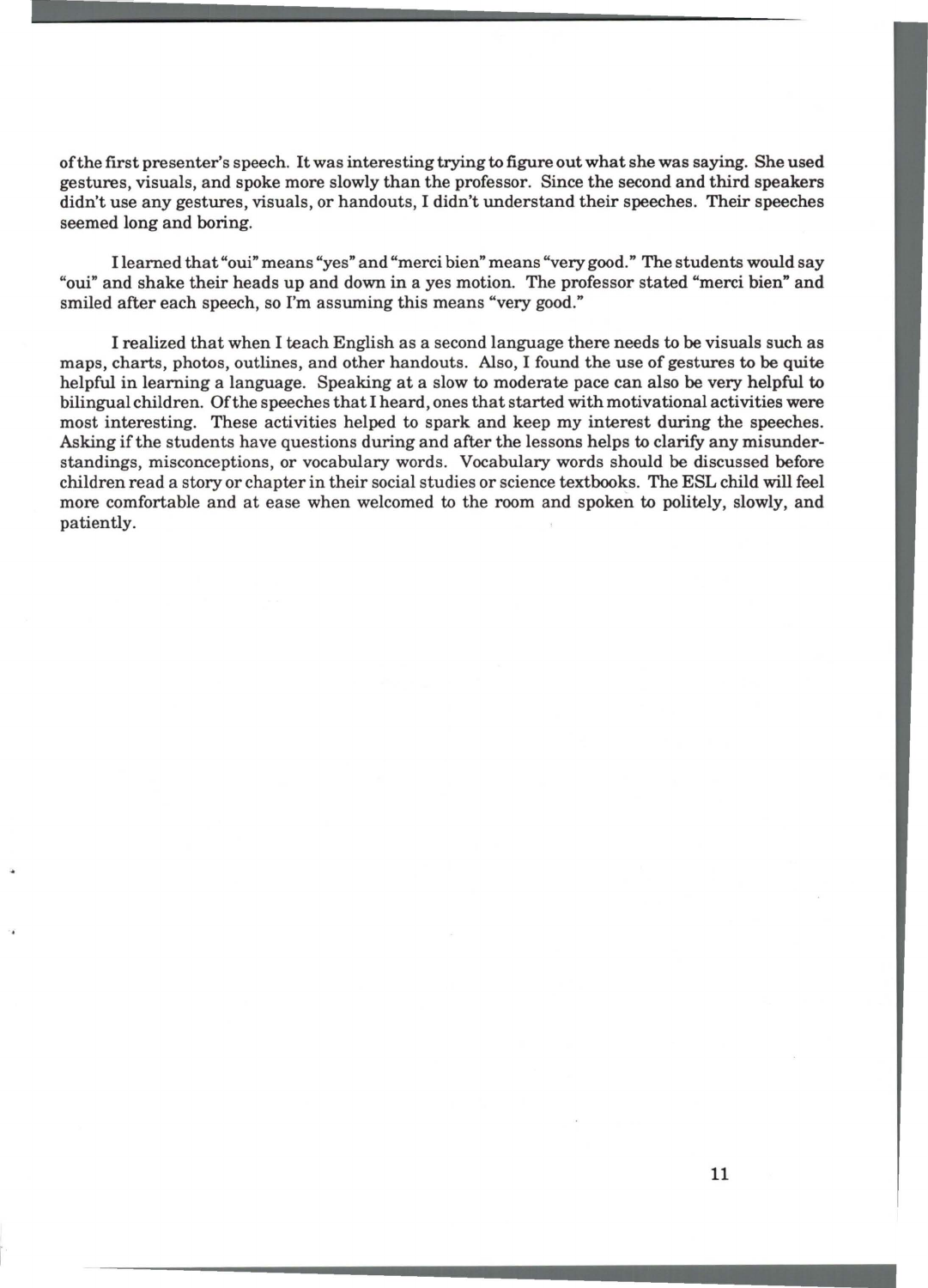of the first presenter's speech. It was interesting trying to figure out what she was saying. She used gestures, visuals, and spoke more slowly than the professor. Since the second and third speakers didn't use any gestures, visuals, or handouts, I didn't understand their speeches. Their speeches seemed long and boring.

I learned that "oui" means "yes" and "merci bien" means "very good." The students would say "oui" and shake their heads up and down in a yes motion. The professor stated "merci bien" and smiled after each speech, so I'm assuming this means "very good."

I realized that when I teach English as a second language there needs to be visuals such as maps, charts, photos, outlines, and other handouts. Also, I found the use of gestures to be quite helpful in learning a language. Speaking at a slow to moderate pace can also be very helpful to bilingual children. Of the speeches that I heard, ones that started with motivational activities were most interesting. These activities helped to spark and keep my interest during the speeches. Asking if the students have questions during and after the lessons helps to clarify any misunderstandings, misconceptions, or vocabulary words. Vocabulary words should be discussed before children read a story or chapter in their social studies or science textbooks. The ESL child will feel more comfortable and at ease when welcomed to the room and spoken to politely, slowly, and patiently.